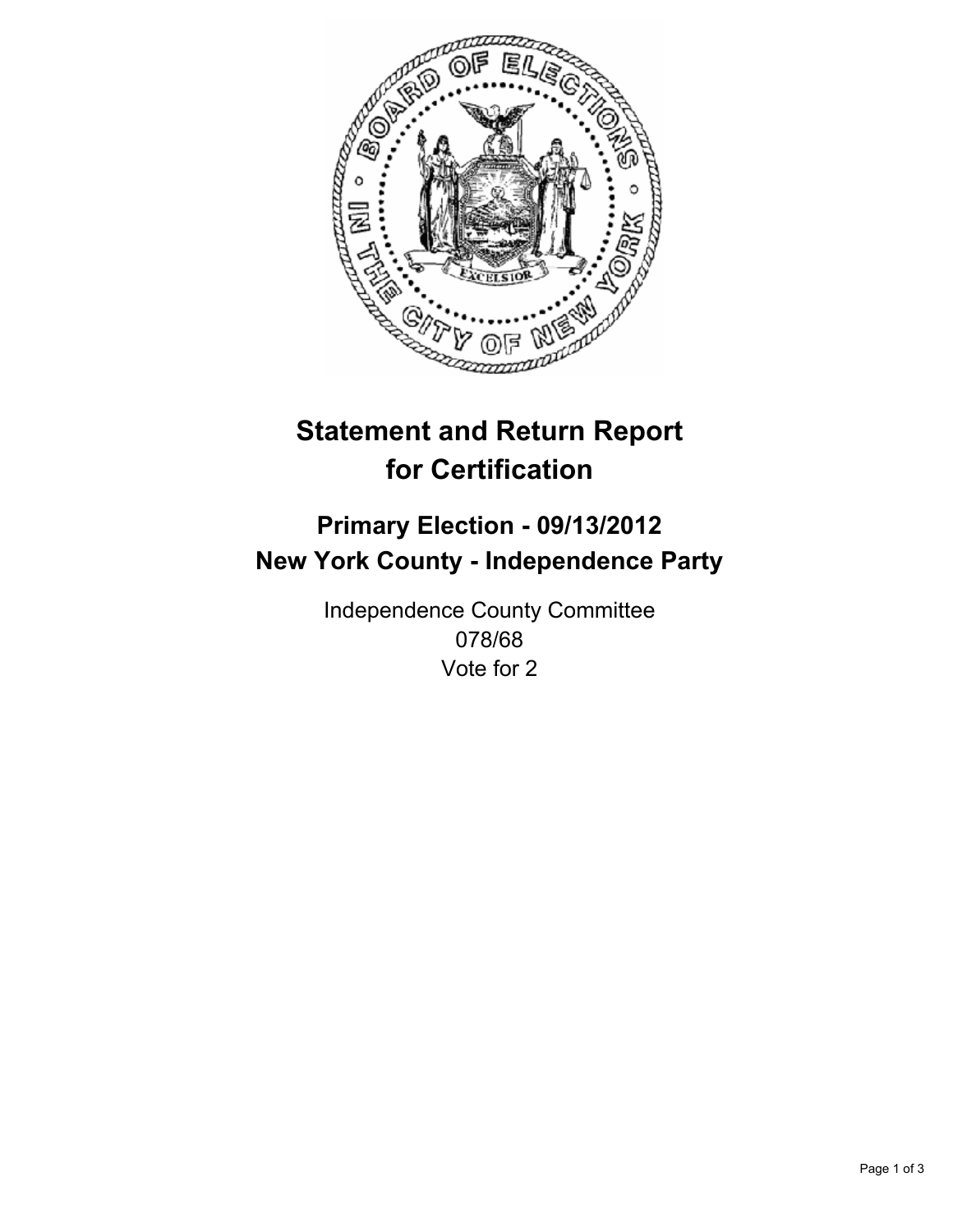# Statement and Return Report for Certification

## Primary Election - 09/13/2012
## New York County - Independence Party

Independence County Committee
078/68
Vote for 2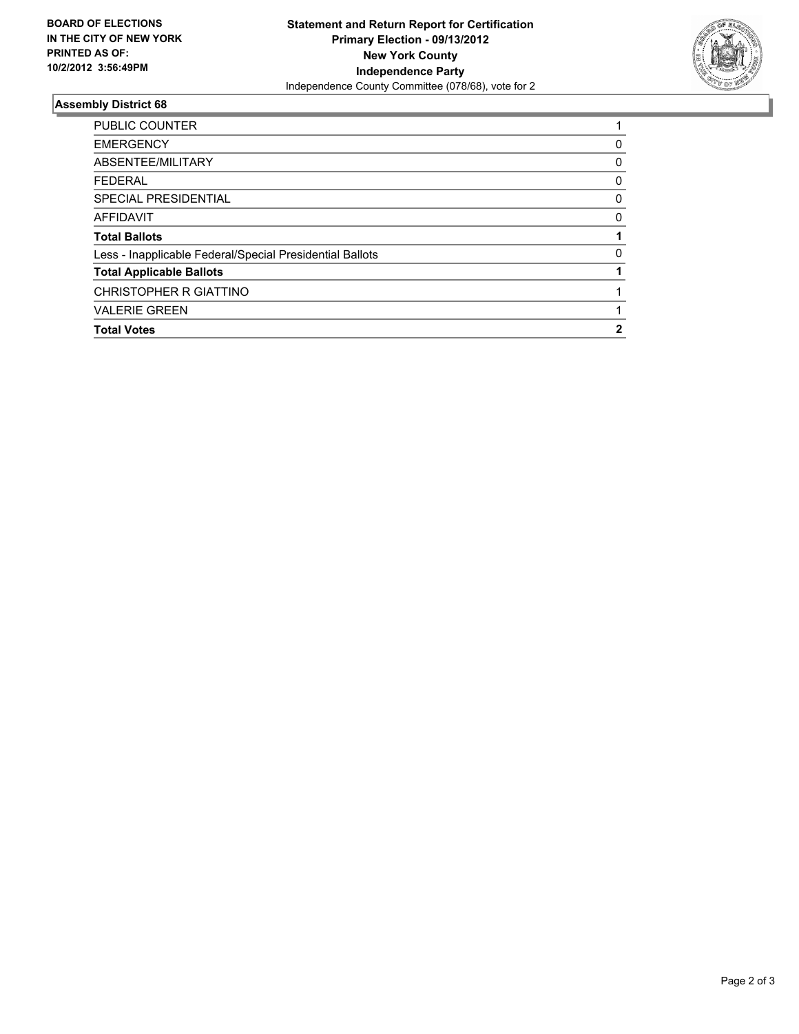**BOARD OF ELECTIONS IN THE CITY OF NEW YORK PRINTED AS OF: 10/2/2012 3:56:49PM**

**Statement and Return Report for Certification**
**Primary Election - 09/13/2012**
**New York County**
**Independence Party**
Independence County Committee (078/68), vote for 2

## Assembly District 68

| | |
|---|---|
| PUBLIC COUNTER | 1 |
| EMERGENCY | 0 |
| ABSENTEE/MILITARY | 0 |
| FEDERAL | 0 |
| SPECIAL PRESIDENTIAL | 0 |
| AFFIDAVIT | 0 |
| **Total Ballots** | **1** |
| Less - Inapplicable Federal/Special Presidential Ballots | 0 |
| **Total Applicable Ballots** | **1** |
| CHRISTOPHER R GIATTINO | 1 |
| VALERIE GREEN | 1 |
| **Total Votes** | **2** |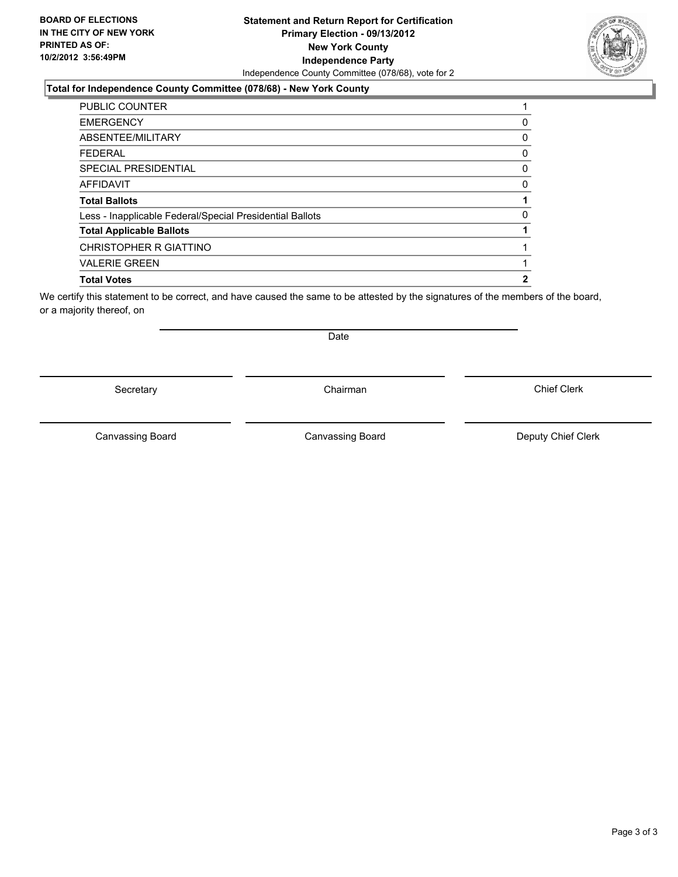**BOARD OF ELECTIONS IN THE CITY OF NEW YORK PRINTED AS OF: 10/2/2012 3:56:49PM**

**Statement and Return Report for Certification**
**Primary Election - 09/13/2012**
**New York County**
**Independence Party**
Independence County Committee (078/68), vote for 2

**Total for Independence County Committee (078/68) - New York County**

| | |
|---|---|
| PUBLIC COUNTER | 1 |
| EMERGENCY | 0 |
| ABSENTEE/MILITARY | 0 |
| FEDERAL | 0 |
| SPECIAL PRESIDENTIAL | 0 |
| AFFIDAVIT | 0 |
| **Total Ballots** | **1** |
| Less - Inapplicable Federal/Special Presidential Ballots | 0 |
| **Total Applicable Ballots** | **1** |
| CHRISTOPHER R GIATTINO | 1 |
| VALERIE GREEN | 1 |
| **Total Votes** | **2** |

We certify this statement to be correct, and have caused the same to be attested by the signatures of the members of the board, or a majority thereof, on

Date

Secretary

Chairman

Chief Clerk

Canvassing Board

Canvassing Board

Deputy Chief Clerk